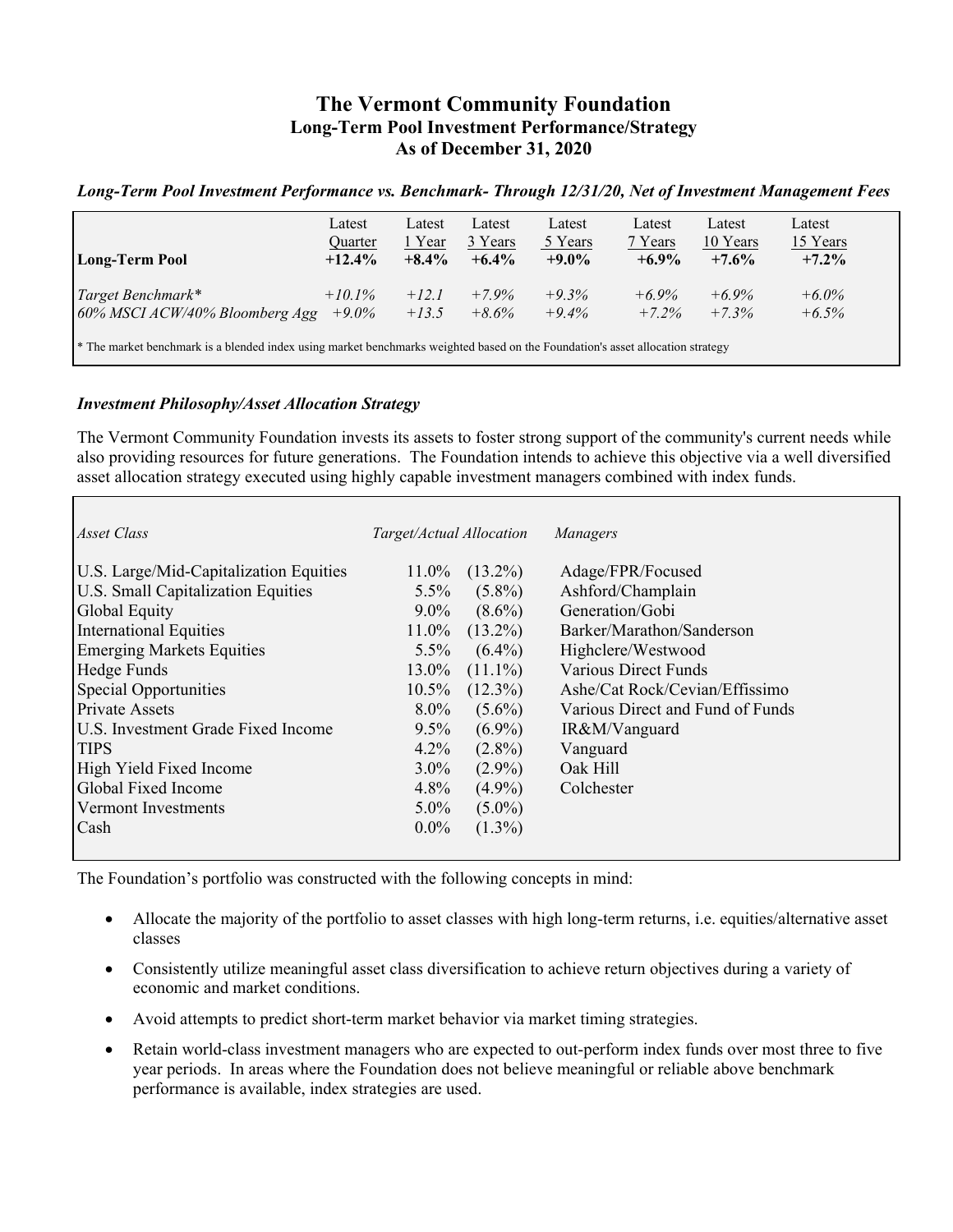# The Vermont Community Foundation
## Long-Term Pool Investment Performance/Strategy
## As of December 31, 2020

***Long-Term Pool Investment Performance vs. Benchmark- Through 12/31/20, Net of Investment Management Fees***

| | Latest Quarter | Latest 1 Year | Latest 3 Years | Latest 5 Years | Latest 7 Years | Latest 10 Years | Latest 15 Years |
|---|---|---|---|---|---|---|---|
| **Long-Term Pool** | **+12.4%** | **+8.4%** | **+6.4%** | **+9.0%** | **+6.9%** | **+7.6%** | **+7.2%** |
| *Target Benchmark** | *+10.1%* | *+12.1* | *+7.9%* | *+9.3%* | *+6.9%* | *+6.9%* | *+6.0%* |
| *60% MSCI ACW/40% Bloomberg Agg* | *+9.0%* | *+13.5* | *+8.6%* | *+9.4%* | *+7.2%* | *+7.3%* | *+6.5%* |

* The market benchmark is a blended index using market benchmarks weighted based on the Foundation's asset allocation strategy

***Investment Philosophy/Asset Allocation Strategy***

The Vermont Community Foundation invests its assets to foster strong support of the community's current needs while also providing resources for future generations. The Foundation intends to achieve this objective via a well diversified asset allocation strategy executed using highly capable investment managers combined with index funds.

| *Asset Class* | *Target/Actual Allocation* | | *Managers* |
|---|---|---|---|
| U.S. Large/Mid-Capitalization Equities | 11.0% | (13.2%) | Adage/FPR/Focused |
| U.S. Small Capitalization Equities | 5.5% | (5.8%) | Ashford/Champlain |
| Global Equity | 9.0% | (8.6%) | Generation/Gobi |
| International Equities | 11.0% | (13.2%) | Barker/Marathon/Sanderson |
| Emerging Markets Equities | 5.5% | (6.4%) | Highclere/Westwood |
| Hedge Funds | 13.0% | (11.1%) | Various Direct Funds |
| Special Opportunities | 10.5% | (12.3%) | Ashe/Cat Rock/Cevian/Effissimo |
| Private Assets | 8.0% | (5.6%) | Various Direct and Fund of Funds |
| U.S. Investment Grade Fixed Income | 9.5% | (6.9%) | IR&M/Vanguard |
| TIPS | 4.2% | (2.8%) | Vanguard |
| High Yield Fixed Income | 3.0% | (2.9%) | Oak Hill |
| Global Fixed Income | 4.8% | (4.9%) | Colchester |
| Vermont Investments | 5.0% | (5.0%) | |
| Cash | 0.0% | (1.3%) | |

The Foundation's portfolio was constructed with the following concepts in mind:

- Allocate the majority of the portfolio to asset classes with high long-term returns, i.e. equities/alternative asset classes
- Consistently utilize meaningful asset class diversification to achieve return objectives during a variety of economic and market conditions.
- Avoid attempts to predict short-term market behavior via market timing strategies.
- Retain world-class investment managers who are expected to out-perform index funds over most three to five year periods. In areas where the Foundation does not believe meaningful or reliable above benchmark performance is available, index strategies are used.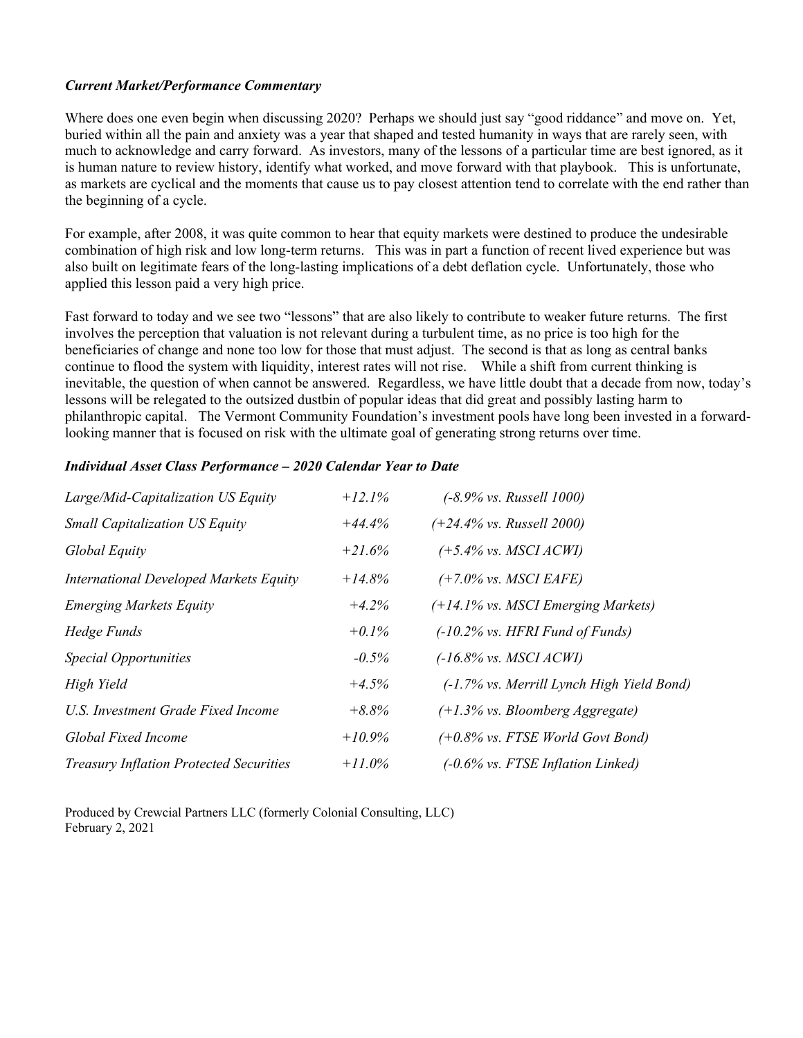***Current Market/Performance Commentary***

Where does one even begin when discussing 2020? Perhaps we should just say "good riddance" and move on. Yet, buried within all the pain and anxiety was a year that shaped and tested humanity in ways that are rarely seen, with much to acknowledge and carry forward. As investors, many of the lessons of a particular time are best ignored, as it is human nature to review history, identify what worked, and move forward with that playbook. This is unfortunate, as markets are cyclical and the moments that cause us to pay closest attention tend to correlate with the end rather than the beginning of a cycle.

For example, after 2008, it was quite common to hear that equity markets were destined to produce the undesirable combination of high risk and low long-term returns. This was in part a function of recent lived experience but was also built on legitimate fears of the long-lasting implications of a debt deflation cycle. Unfortunately, those who applied this lesson paid a very high price.

Fast forward to today and we see two "lessons" that are also likely to contribute to weaker future returns. The first involves the perception that valuation is not relevant during a turbulent time, as no price is too high for the beneficiaries of change and none too low for those that must adjust. The second is that as long as central banks continue to flood the system with liquidity, interest rates will not rise. While a shift from current thinking is inevitable, the question of when cannot be answered. Regardless, we have little doubt that a decade from now, today's lessons will be relegated to the outsized dustbin of popular ideas that did great and possibly lasting harm to philanthropic capital. The Vermont Community Foundation's investment pools have long been invested in a forward-looking manner that is focused on risk with the ultimate goal of generating strong returns over time.

***Individual Asset Class Performance – 2020 Calendar Year to Date***

| | | |
|---|---|---|
| *Large/Mid-Capitalization US Equity* | *+12.1%* | *(-8.9% vs. Russell 1000)* |
| *Small Capitalization US Equity* | *+44.4%* | *(+24.4% vs. Russell 2000)* |
| *Global Equity* | *+21.6%* | *(+5.4% vs. MSCI ACWI)* |
| *International Developed Markets Equity* | *+14.8%* | *(+7.0% vs. MSCI EAFE)* |
| *Emerging Markets Equity* | *+4.2%* | *(+14.1% vs. MSCI Emerging Markets)* |
| *Hedge Funds* | *+0.1%* | *(-10.2% vs. HFRI Fund of Funds)* |
| *Special Opportunities* | *-0.5%* | *(-16.8% vs. MSCI ACWI)* |
| *High Yield* | *+4.5%* | *(-1.7% vs. Merrill Lynch High Yield Bond)* |
| *U.S. Investment Grade Fixed Income* | *+8.8%* | *(+1.3% vs. Bloomberg Aggregate)* |
| *Global Fixed Income* | *+10.9%* | *(+0.8% vs. FTSE World Govt Bond)* |
| *Treasury Inflation Protected Securities* | *+11.0%* | *(-0.6% vs. FTSE Inflation Linked)* |

Produced by Crewcial Partners LLC (formerly Colonial Consulting, LLC)
February 2, 2021